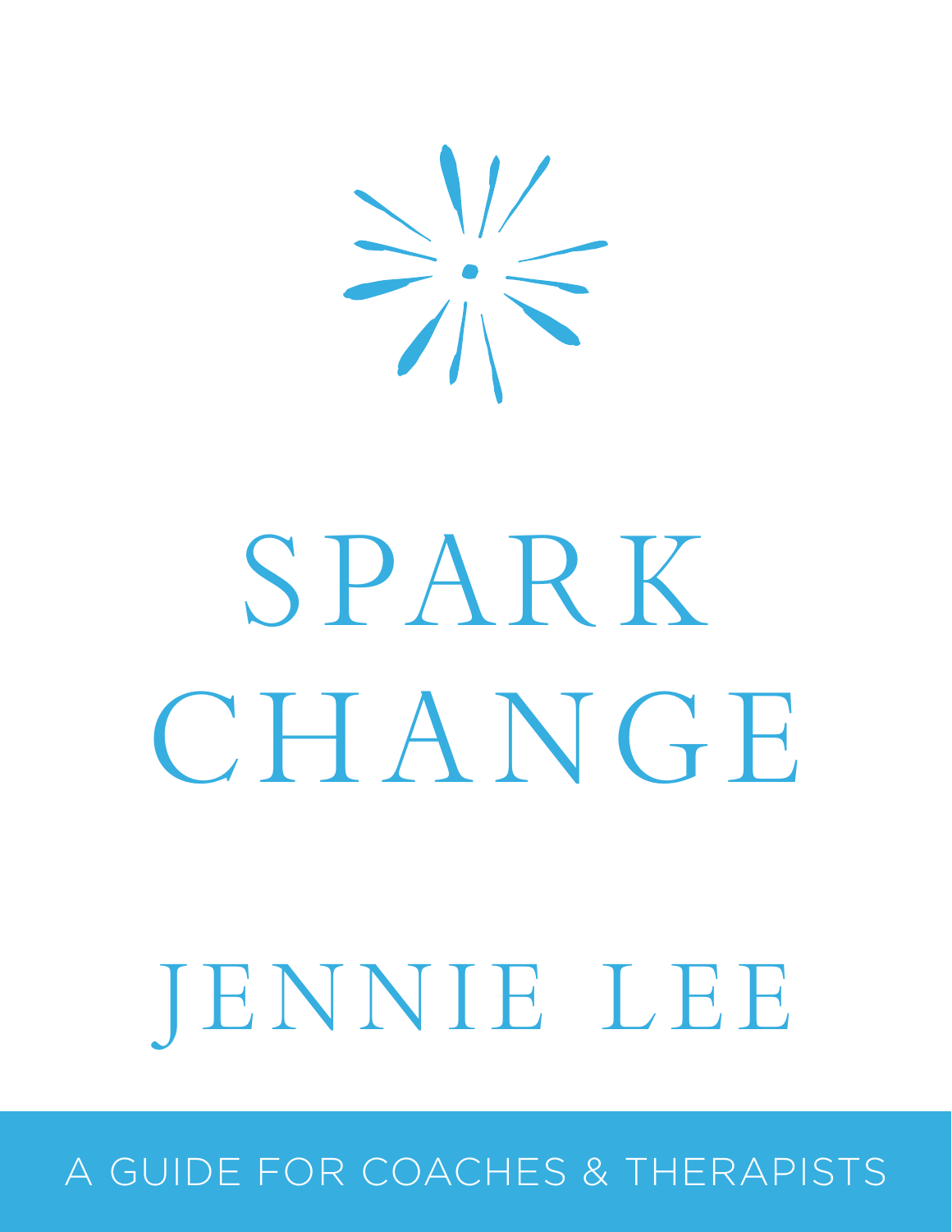# SPARK CHANGE

## JENNIE LEE

A GUIDE FOR COACHES & THERAPISTS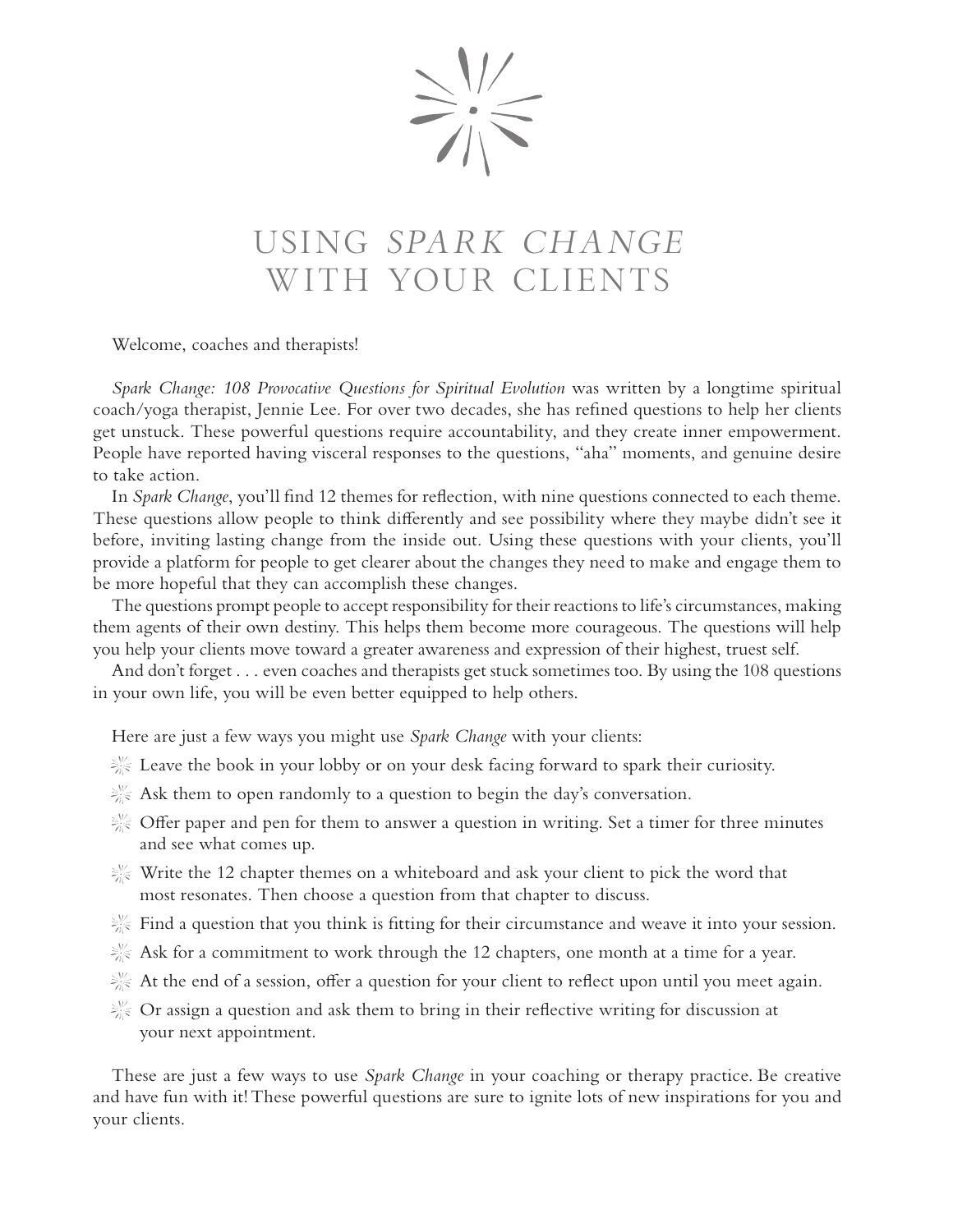# USING *SPARK CHANGE* WITH YOUR CLIENTS

Welcome, coaches and therapists!

*Spark Change: 108 Provocative Questions for Spiritual Evolution* was written by a longtime spiritual coach/yoga therapist, Jennie Lee. For over two decades, she has refined questions to help her clients get unstuck. These powerful questions require accountability, and they create inner empowerment. People have reported having visceral responses to the questions, "aha" moments, and genuine desire to take action.

In *Spark Change*, you'll find 12 themes for reflection, with nine questions connected to each theme. These questions allow people to think differently and see possibility where they maybe didn't see it before, inviting lasting change from the inside out. Using these questions with your clients, you'll provide a platform for people to get clearer about the changes they need to make and engage them to be more hopeful that they can accomplish these changes.

The questions prompt people to accept responsibility for their reactions to life's circumstances, making them agents of their own destiny. This helps them become more courageous. The questions will help you help your clients move toward a greater awareness and expression of their highest, truest self.

And don't forget . . . even coaches and therapists get stuck sometimes too. By using the 108 questions in your own life, you will be even better equipped to help others.

Here are just a few ways you might use *Spark Change* with your clients:

- Leave the book in your lobby or on your desk facing forward to spark their curiosity.
- Ask them to open randomly to a question to begin the day's conversation.
- Offer paper and pen for them to answer a question in writing. Set a timer for three minutes and see what comes up.
- Write the 12 chapter themes on a whiteboard and ask your client to pick the word that most resonates. Then choose a question from that chapter to discuss.
- Find a question that you think is fitting for their circumstance and weave it into your session.
- Ask for a commitment to work through the 12 chapters, one month at a time for a year.
- At the end of a session, offer a question for your client to reflect upon until you meet again.
- Or assign a question and ask them to bring in their reflective writing for discussion at your next appointment.

These are just a few ways to use *Spark Change* in your coaching or therapy practice. Be creative and have fun with it! These powerful questions are sure to ignite lots of new inspirations for you and your clients.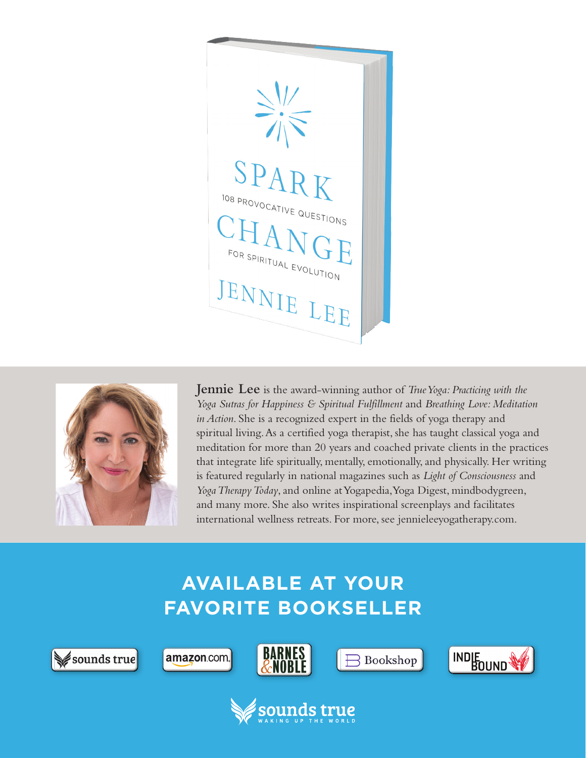# SPARK CHANGE

108 PROVOCATIVE QUESTIONS FOR SPIRITUAL EVOLUTION

JENNIE LEE

**Jennie Lee** is the award-winning author of *True Yoga: Practicing with the Yoga Sutras for Happiness & Spiritual Fulfillment* and *Breathing Love: Meditation in Action*. She is a recognized expert in the fields of yoga therapy and spiritual living. As a certified yoga therapist, she has taught classical yoga and meditation for more than 20 years and coached private clients in the practices that integrate life spiritually, mentally, emotionally, and physically. Her writing is featured regularly in national magazines such as *Light of Consciousness* and *Yoga Therapy Today*, and online at Yogapedia, Yoga Digest, mindbodygreen, and many more. She also writes inspirational screenplays and facilitates international wellness retreats. For more, see jennieleeyogatherapy.com.

## AVAILABLE AT YOUR FAVORITE BOOKSELLER

sounds true · amazon.com · Barnes & Noble · Bookshop · IndieBound

sounds true

WAKING UP THE WORLD